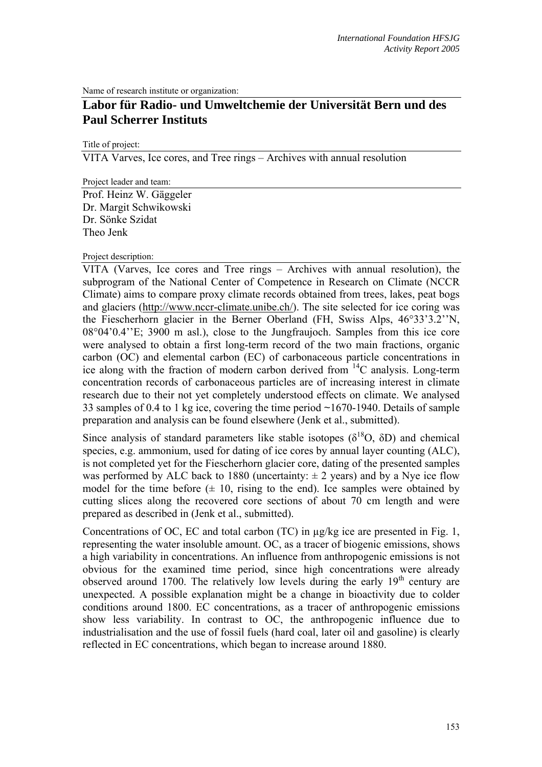Name of research institute or organization:

## Labor für Radio- und Umweltchemie der Universität Bern und des Paul Scherrer Instituts

Title of project:

VITA Varves, Ice cores, and Tree rings – Archives with annual resolution

Project leader and team:

Prof. Heinz W. Gäggeler
Dr. Margit Schwikowski
Dr. Sönke Szidat
Theo Jenk

Project description:

VITA (Varves, Ice cores and Tree rings – Archives with annual resolution), the subprogram of the National Center of Competence in Research on Climate (NCCR Climate) aims to compare proxy climate records obtained from trees, lakes, peat bogs and glaciers (http://www.nccr-climate.unibe.ch/). The site selected for ice coring was the Fiescherhorn glacier in the Berner Oberland (FH, Swiss Alps, 46°33'3.2''N, 08°04'0.4''E; 3900 m asl.), close to the Jungfraujoch. Samples from this ice core were analysed to obtain a first long-term record of the two main fractions, organic carbon (OC) and elemental carbon (EC) of carbonaceous particle concentrations in ice along with the fraction of modern carbon derived from $^{14}C$ analysis. Long-term concentration records of carbonaceous particles are of increasing interest in climate research due to their not yet completely understood effects on climate. We analysed 33 samples of 0.4 to 1 kg ice, covering the time period ~1670-1940. Details of sample preparation and analysis can be found elsewhere (Jenk et al., submitted).

Since analysis of standard parameters like stable isotopes ($\delta^{18}O$, $\delta D$) and chemical species, e.g. ammonium, used for dating of ice cores by annual layer counting (ALC), is not completed yet for the Fiescherhorn glacier core, dating of the presented samples was performed by ALC back to 1880 (uncertainty: ± 2 years) and by a Nye ice flow model for the time before (± 10, rising to the end). Ice samples were obtained by cutting slices along the recovered core sections of about 70 cm length and were prepared as described in (Jenk et al., submitted).

Concentrations of OC, EC and total carbon (TC) in µg/kg ice are presented in Fig. 1, representing the water insoluble amount. OC, as a tracer of biogenic emissions, shows a high variability in concentrations. An influence from anthropogenic emissions is not obvious for the examined time period, since high concentrations were already observed around 1700. The relatively low levels during the early 19th century are unexpected. A possible explanation might be a change in bioactivity due to colder conditions around 1800. EC concentrations, as a tracer of anthropogenic emissions show less variability. In contrast to OC, the anthropogenic influence due to industrialisation and the use of fossil fuels (hard coal, later oil and gasoline) is clearly reflected in EC concentrations, which began to increase around 1880.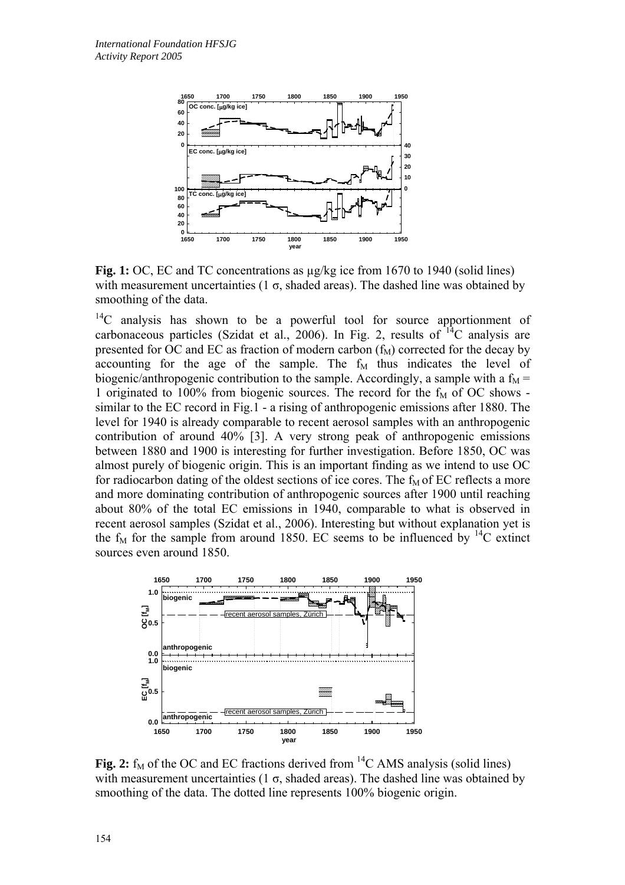**Fig. 1:** OC, EC and TC concentrations as µg/kg ice from 1670 to 1940 (solid lines) with measurement uncertainties (1 σ, shaded areas). The dashed line was obtained by smoothing of the data.

$^{14}C$ analysis has shown to be a powerful tool for source apportionment of carbonaceous particles (Szidat et al., 2006). In Fig. 2, results of $^{14}C$ analysis are presented for OC and EC as fraction of modern carbon ($f_M$) corrected for the decay by accounting for the age of the sample. The $f_M$ thus indicates the level of biogenic/anthropogenic contribution to the sample. Accordingly, a sample with a $f_M = 1$ originated to 100% from biogenic sources. The record for the $f_M$ of OC shows - similar to the EC record in Fig.1 - a rising of anthropogenic emissions after 1880. The level for 1940 is already comparable to recent aerosol samples with an anthropogenic contribution of around 40% [3]. A very strong peak of anthropogenic emissions between 1880 and 1900 is interesting for further investigation. Before 1850, OC was almost purely of biogenic origin. This is an important finding as we intend to use OC for radiocarbon dating of the oldest sections of ice cores. The $f_M$ of EC reflects a more and more dominating contribution of anthropogenic sources after 1900 until reaching about 80% of the total EC emissions in 1940, comparable to what is observed in recent aerosol samples (Szidat et al., 2006). Interesting but without explanation yet is the $f_M$ for the sample from around 1850. EC seems to be influenced by $^{14}C$ extinct sources even around 1850.

**Fig. 2:** $f_M$ of the OC and EC fractions derived from $^{14}C$ AMS analysis (solid lines) with measurement uncertainties (1 σ, shaded areas). The dashed line was obtained by smoothing of the data. The dotted line represents 100% biogenic origin.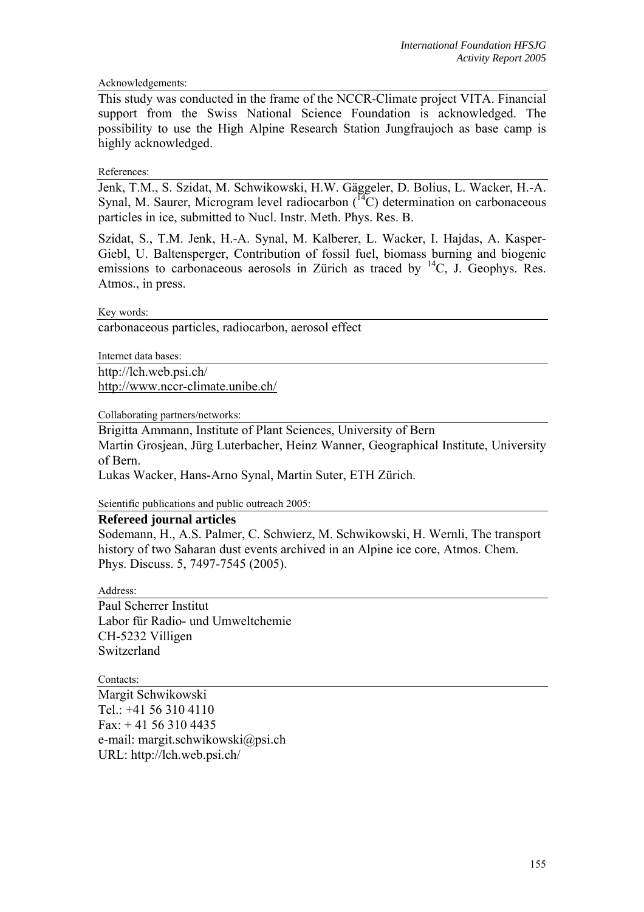Acknowledgements:

This study was conducted in the frame of the NCCR-Climate project VITA. Financial support from the Swiss National Science Foundation is acknowledged. The possibility to use the High Alpine Research Station Jungfraujoch as base camp is highly acknowledged.

References:

Jenk, T.M., S. Szidat, M. Schwikowski, H.W. Gäggeler, D. Bolius, L. Wacker, H.-A. Synal, M. Saurer, Microgram level radiocarbon ($^{14}C$) determination on carbonaceous particles in ice, submitted to Nucl. Instr. Meth. Phys. Res. B.

Szidat, S., T.M. Jenk, H.-A. Synal, M. Kalberer, L. Wacker, I. Hajdas, A. Kasper-Giebl, U. Baltensperger, Contribution of fossil fuel, biomass burning and biogenic emissions to carbonaceous aerosols in Zürich as traced by $^{14}C$, J. Geophys. Res. Atmos., in press.

Key words:

carbonaceous particles, radiocarbon, aerosol effect

Internet data bases:

http://lch.web.psi.ch/
http://www.nccr-climate.unibe.ch/

Collaborating partners/networks:

Brigitta Ammann, Institute of Plant Sciences, University of Bern
Martin Grosjean, Jürg Luterbacher, Heinz Wanner, Geographical Institute, University of Bern.
Lukas Wacker, Hans-Arno Synal, Martin Suter, ETH Zürich.

Scientific publications and public outreach 2005:

**Refereed journal articles**

Sodemann, H., A.S. Palmer, C. Schwierz, M. Schwikowski, H. Wernli, The transport history of two Saharan dust events archived in an Alpine ice core, Atmos. Chem. Phys. Discuss. 5, 7497-7545 (2005).

Address:

Paul Scherrer Institut
Labor für Radio- und Umweltchemie
CH-5232 Villigen
Switzerland

Contacts:

Margit Schwikowski
Tel.: +41 56 310 4110
Fax: + 41 56 310 4435
e-mail: margit.schwikowski@psi.ch
URL: http://lch.web.psi.ch/